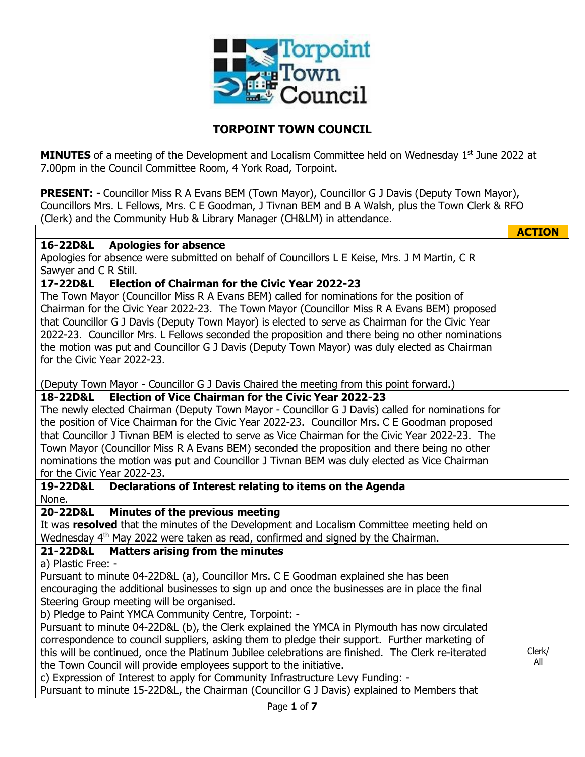# TORPOINT TOWN COUNCIL

**MINUTES** of a meeting of the Development and Localism Committee held on Wednesday 1st June 2022 at 7.00pm in the Council Committee Room, 4 York Road, Torpoint.

**PRESENT: -** Councillor Miss R A Evans BEM (Town Mayor), Councillor G J Davis (Deputy Town Mayor), Councillors Mrs. L Fellows, Mrs. C E Goodman, J Tivnan BEM and B A Walsh, plus the Town Clerk & RFO (Clerk) and the Community Hub & Library Manager (CH&LM) in attendance.

| | **ACTION** |
|---|---|
| **16-22D&L Apologies for absence**<br>Apologies for absence were submitted on behalf of Councillors L E Keise, Mrs. J M Martin, C R Sawyer and C R Still. | |
| **17-22D&L Election of Chairman for the Civic Year 2022-23**<br>The Town Mayor (Councillor Miss R A Evans BEM) called for nominations for the position of Chairman for the Civic Year 2022-23. The Town Mayor (Councillor Miss R A Evans BEM) proposed that Councillor G J Davis (Deputy Town Mayor) is elected to serve as Chairman for the Civic Year 2022-23. Councillor Mrs. L Fellows seconded the proposition and there being no other nominations the motion was put and Councillor G J Davis (Deputy Town Mayor) was duly elected as Chairman for the Civic Year 2022-23.<br><br>(Deputy Town Mayor - Councillor G J Davis Chaired the meeting from this point forward.) | |
| **18-22D&L Election of Vice Chairman for the Civic Year 2022-23**<br>The newly elected Chairman (Deputy Town Mayor - Councillor G J Davis) called for nominations for the position of Vice Chairman for the Civic Year 2022-23. Councillor Mrs. C E Goodman proposed that Councillor J Tivnan BEM is elected to serve as Vice Chairman for the Civic Year 2022-23. The Town Mayor (Councillor Miss R A Evans BEM) seconded the proposition and there being no other nominations the motion was put and Councillor J Tivnan BEM was duly elected as Vice Chairman for the Civic Year 2022-23. | |
| **19-22D&L Declarations of Interest relating to items on the Agenda**<br>None. | |
| **20-22D&L Minutes of the previous meeting**<br>It was **resolved** that the minutes of the Development and Localism Committee meeting held on Wednesday 4th May 2022 were taken as read, confirmed and signed by the Chairman. | |
| **21-22D&L Matters arising from the minutes**<br>a) Plastic Free: -<br>Pursuant to minute 04-22D&L (a), Councillor Mrs. C E Goodman explained she has been encouraging the additional businesses to sign up and once the businesses are in place the final Steering Group meeting will be organised.<br>b) Pledge to Paint YMCA Community Centre, Torpoint: -<br>Pursuant to minute 04-22D&L (b), the Clerk explained the YMCA in Plymouth has now circulated correspondence to council suppliers, asking them to pledge their support. Further marketing of this will be continued, once the Platinum Jubilee celebrations are finished. The Clerk re-iterated the Town Council will provide employees support to the initiative.<br>c) Expression of Interest to apply for Community Infrastructure Levy Funding: -<br>Pursuant to minute 15-22D&L, the Chairman (Councillor G J Davis) explained to Members that | Clerk/<br>All |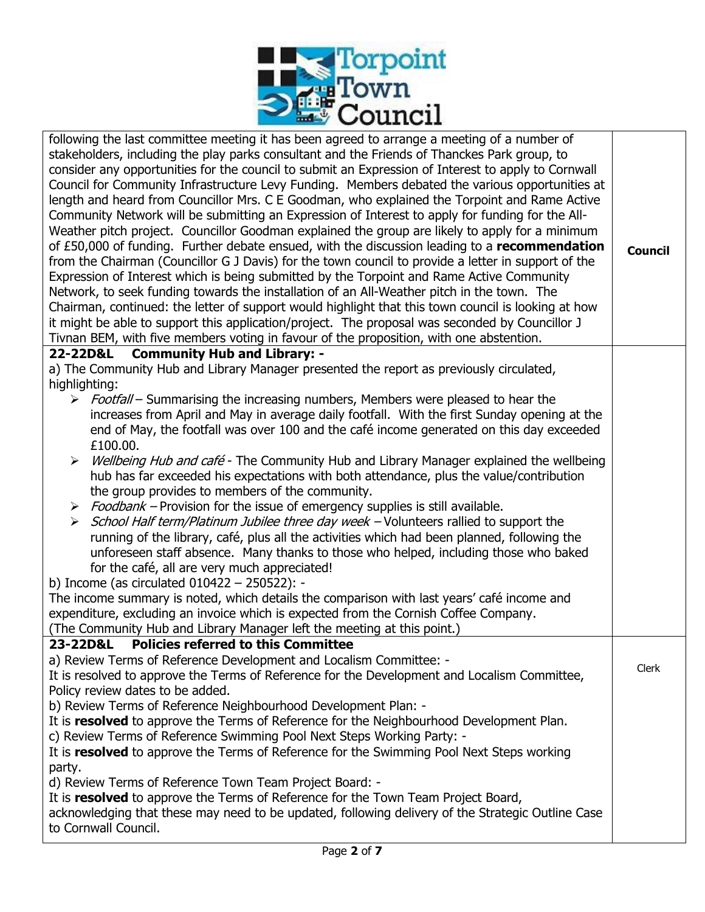| | |
|---|---|
| following the last committee meeting it has been agreed to arrange a meeting of a number of stakeholders, including the play parks consultant and the Friends of Thanckes Park group, to consider any opportunities for the council to submit an Expression of Interest to apply to Cornwall Council for Community Infrastructure Levy Funding. Members debated the various opportunities at length and heard from Councillor Mrs. C E Goodman, who explained the Torpoint and Rame Active Community Network will be submitting an Expression of Interest to apply for funding for the All-Weather pitch project. Councillor Goodman explained the group are likely to apply for a minimum of £50,000 of funding. Further debate ensued, with the discussion leading to a **recommendation** from the Chairman (Councillor G J Davis) for the town council to provide a letter in support of the Expression of Interest which is being submitted by the Torpoint and Rame Active Community Network, to seek funding towards the installation of an All-Weather pitch in the town. The Chairman, continued: the letter of support would highlight that this town council is looking at how it might be able to support this application/project. The proposal was seconded by Councillor J Tivnan BEM, with five members voting in favour of the proposition, with one abstention. | **Council** |
| **22-22D&L Community Hub and Library: -**<br>a) The Community Hub and Library Manager presented the report as previously circulated, highlighting:<br>➢ *Footfall* – Summarising the increasing numbers, Members were pleased to hear the increases from April and May in average daily footfall. With the first Sunday opening at the end of May, the footfall was over 100 and the café income generated on this day exceeded £100.00.<br>➢ *Wellbeing Hub and café* - The Community Hub and Library Manager explained the wellbeing hub has far exceeded his expectations with both attendance, plus the value/contribution the group provides to members of the community.<br>➢ *Foodbank* – Provision for the issue of emergency supplies is still available.<br>➢ *School Half term/Platinum Jubilee three day week* – Volunteers rallied to support the running of the library, café, plus all the activities which had been planned, following the unforeseen staff absence. Many thanks to those who helped, including those who baked for the café, all are very much appreciated!<br>b) Income (as circulated 010422 – 250522): -<br>The income summary is noted, which details the comparison with last years' café income and expenditure, excluding an invoice which is expected from the Cornish Coffee Company.<br>(The Community Hub and Library Manager left the meeting at this point.) | |
| **23-22D&L Policies referred to this Committee**<br>a) Review Terms of Reference Development and Localism Committee: -<br>It is resolved to approve the Terms of Reference for the Development and Localism Committee, Policy review dates to be added.<br>b) Review Terms of Reference Neighbourhood Development Plan: -<br>It is **resolved** to approve the Terms of Reference for the Neighbourhood Development Plan.<br>c) Review Terms of Reference Swimming Pool Next Steps Working Party: -<br>It is **resolved** to approve the Terms of Reference for the Swimming Pool Next Steps working party.<br>d) Review Terms of Reference Town Team Project Board: -<br>It is **resolved** to approve the Terms of Reference for the Town Team Project Board, acknowledging that these may need to be updated, following delivery of the Strategic Outline Case to Cornwall Council. | Clerk |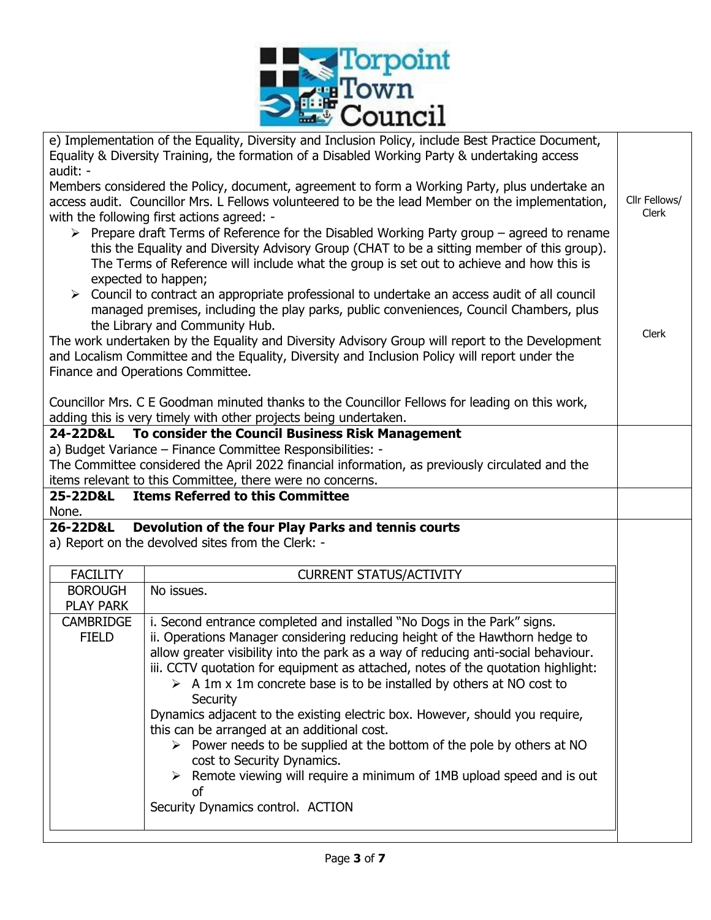| | |
|---|---|
| e) Implementation of the Equality, Diversity and Inclusion Policy, include Best Practice Document, Equality & Diversity Training, the formation of a Disabled Working Party & undertaking access audit: -<br>Members considered the Policy, document, agreement to form a Working Party, plus undertake an access audit. Councillor Mrs. L Fellows volunteered to be the lead Member on the implementation, with the following first actions agreed: -<br>➢ Prepare draft Terms of Reference for the Disabled Working Party group – agreed to rename this the Equality and Diversity Advisory Group (CHAT to be a sitting member of this group). The Terms of Reference will include what the group is set out to achieve and how this is expected to happen;<br>➢ Council to contract an appropriate professional to undertake an access audit of all council managed premises, including the play parks, public conveniences, Council Chambers, plus the Library and Community Hub.<br>The work undertaken by the Equality and Diversity Advisory Group will report to the Development and Localism Committee and the Equality, Diversity and Inclusion Policy will report under the Finance and Operations Committee.<br><br>Councillor Mrs. C E Goodman minuted thanks to the Councillor Fellows for leading on this work, adding this is very timely with other projects being undertaken. | Cllr Fellows/ Clerk<br><br>Clerk |
| **24-22D&L To consider the Council Business Risk Management**<br>a) Budget Variance – Finance Committee Responsibilities: -<br>The Committee considered the April 2022 financial information, as previously circulated and the items relevant to this Committee, there were no concerns. | |
| **25-22D&L Items Referred to this Committee**<br>None. | |
| **26-22D&L Devolution of the four Play Parks and tennis courts**<br>a) Report on the devolved sites from the Clerk: - | |

| FACILITY | CURRENT STATUS/ACTIVITY |
|---|---|
| BOROUGH PLAY PARK | No issues. |
| CAMBRIDGE FIELD | i. Second entrance completed and installed "No Dogs in the Park" signs.<br>ii. Operations Manager considering reducing height of the Hawthorn hedge to allow greater visibility into the park as a way of reducing anti-social behaviour.<br>iii. CCTV quotation for equipment as attached, notes of the quotation highlight:<br>➢ A 1m x 1m concrete base is to be installed by others at NO cost to Security<br>Dynamics adjacent to the existing electric box. However, should you require, this can be arranged at an additional cost.<br>➢ Power needs to be supplied at the bottom of the pole by others at NO cost to Security Dynamics.<br>➢ Remote viewing will require a minimum of 1MB upload speed and is out of<br>Security Dynamics control. ACTION |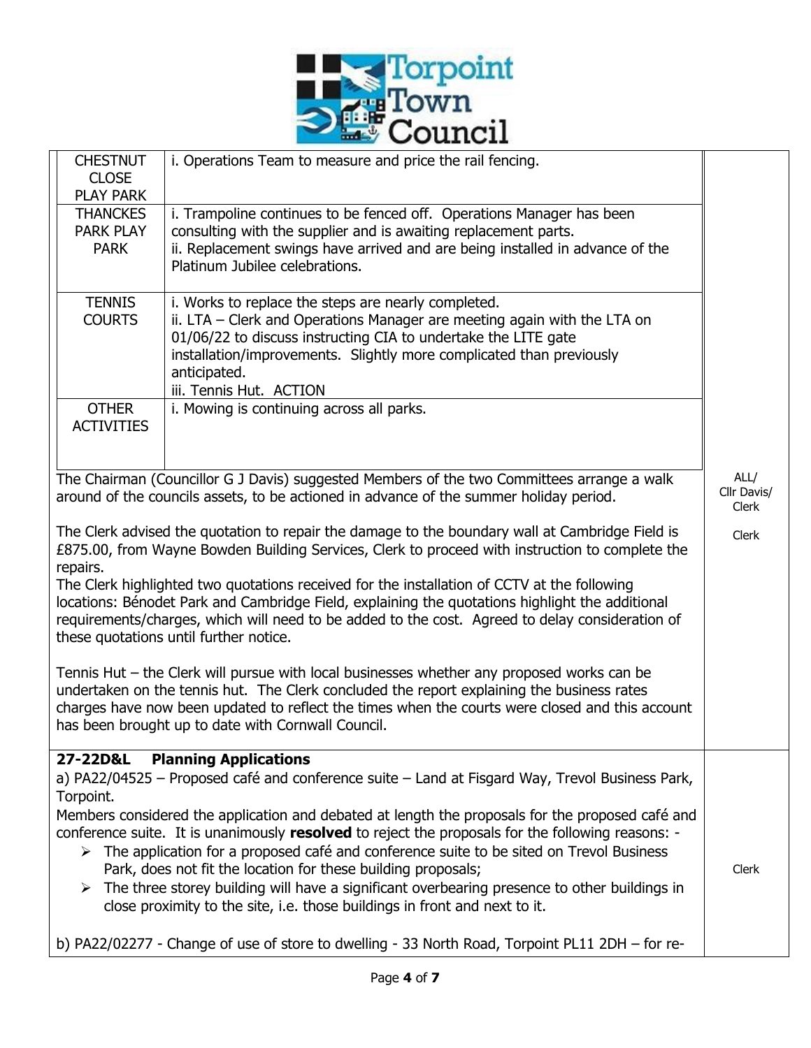| | | |
|---|---|---|
| CHESTNUT CLOSE PLAY PARK | i. Operations Team to measure and price the rail fencing. | |
| THANCKES PARK PLAY PARK | i. Trampoline continues to be fenced off. Operations Manager has been consulting with the supplier and is awaiting replacement parts.<br>ii. Replacement swings have arrived and are being installed in advance of the Platinum Jubilee celebrations. | |
| TENNIS COURTS | i. Works to replace the steps are nearly completed.<br>ii. LTA – Clerk and Operations Manager are meeting again with the LTA on 01/06/22 to discuss instructing CIA to undertake the LITE gate installation/improvements. Slightly more complicated than previously anticipated.<br>iii. Tennis Hut. ACTION | |
| OTHER ACTIVITIES | i. Mowing is continuing across all parks. | |

The Chairman (Councillor G J Davis) suggested Members of the two Committees arrange a walk around of the councils assets, to be actioned in advance of the summer holiday period. — ALL/ Cllr Davis/ Clerk

The Clerk advised the quotation to repair the damage to the boundary wall at Cambridge Field is £875.00, from Wayne Bowden Building Services, Clerk to proceed with instruction to complete the repairs. — Clerk

The Clerk highlighted two quotations received for the installation of CCTV at the following locations: Bénodet Park and Cambridge Field, explaining the quotations highlight the additional requirements/charges, which will need to be added to the cost. Agreed to delay consideration of these quotations until further notice.

Tennis Hut – the Clerk will pursue with local businesses whether any proposed works can be undertaken on the tennis hut. The Clerk concluded the report explaining the business rates charges have now been updated to reflect the times when the courts were closed and this account has been brought up to date with Cornwall Council.

**27-22D&L Planning Applications**

a) PA22/04525 – Proposed café and conference suite – Land at Fisgard Way, Trevol Business Park, Torpoint.

Members considered the application and debated at length the proposals for the proposed café and conference suite. It is unanimously **resolved** to reject the proposals for the following reasons: - — Clerk

- The application for a proposed café and conference suite to be sited on Trevol Business Park, does not fit the location for these building proposals;
- The three storey building will have a significant overbearing presence to other buildings in close proximity to the site, i.e. those buildings in front and next to it.

b) PA22/02277 - Change of use of store to dwelling - 33 North Road, Torpoint PL11 2DH – for re-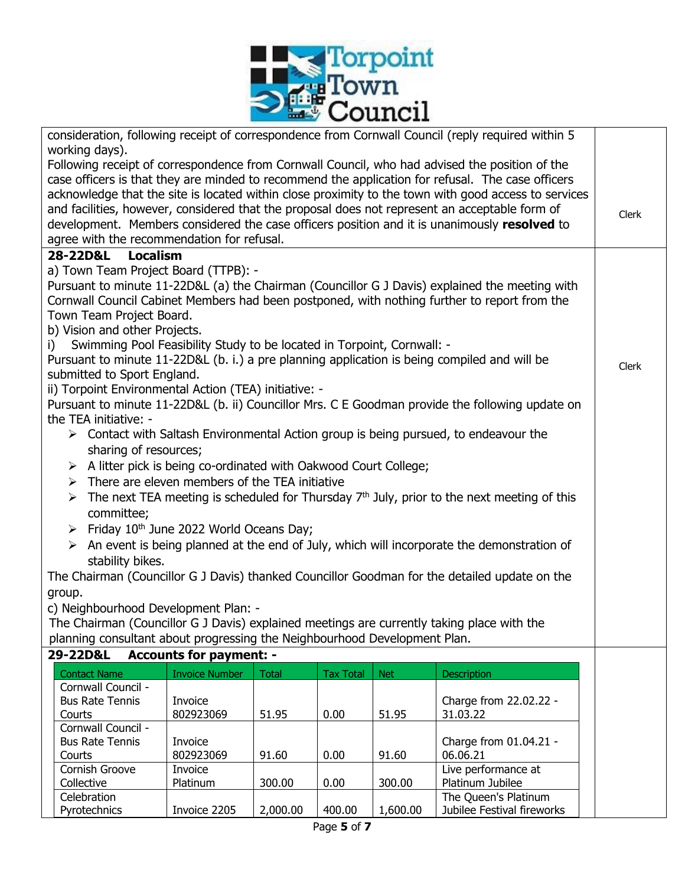| | |
|---|---|
| consideration, following receipt of correspondence from Cornwall Council (reply required within 5 working days).<br>Following receipt of correspondence from Cornwall Council, who had advised the position of the case officers is that they are minded to recommend the application for refusal. The case officers acknowledge that the site is located within close proximity to the town with good access to services and facilities, however, considered that the proposal does not represent an acceptable form of development. Members considered the case officers position and it is unanimously **resolved** to agree with the recommendation for refusal. | Clerk |

## 28-22D&L Localism

a) Town Team Project Board (TTPB): -

Pursuant to minute 11-22D&L (a) the Chairman (Councillor G J Davis) explained the meeting with Cornwall Council Cabinet Members had been postponed, with nothing further to report from the Town Team Project Board.

b) Vision and other Projects.

i) Swimming Pool Feasibility Study to be located in Torpoint, Cornwall: -

Pursuant to minute 11-22D&L (b. i.) a pre planning application is being compiled and will be submitted to Sport England.

ii) Torpoint Environmental Action (TEA) initiative: -

Pursuant to minute 11-22D&L (b. ii) Councillor Mrs. C E Goodman provide the following update on the TEA initiative: -

- Contact with Saltash Environmental Action group is being pursued, to endeavour the sharing of resources;
- A litter pick is being co-ordinated with Oakwood Court College;
- There are eleven members of the TEA initiative
- The next TEA meeting is scheduled for Thursday 7th July, prior to the next meeting of this committee;
- Friday 10th June 2022 World Oceans Day;
- An event is being planned at the end of July, which will incorporate the demonstration of stability bikes.

The Chairman (Councillor G J Davis) thanked Councillor Goodman for the detailed update on the group.

c) Neighbourhood Development Plan: -

The Chairman (Councillor G J Davis) explained meetings are currently taking place with the planning consultant about progressing the Neighbourhood Development Plan.

Clerk

## 29-22D&L Accounts for payment: -

| Contact Name | Invoice Number | Total | Tax Total | Net | Description |
|---|---|---|---|---|---|
| Cornwall Council - Bus Rate Tennis Courts | Invoice 802923069 | 51.95 | 0.00 | 51.95 | Charge from 22.02.22 - 31.03.22 |
| Cornwall Council - Bus Rate Tennis Courts | Invoice 802923069 | 91.60 | 0.00 | 91.60 | Charge from 01.04.21 - 06.06.21 |
| Cornish Groove Collective | Invoice Platinum | 300.00 | 0.00 | 300.00 | Live performance at Platinum Jubilee |
| Celebration Pyrotechnics | Invoice 2205 | 2,000.00 | 400.00 | 1,600.00 | The Queen's Platinum Jubilee Festival fireworks |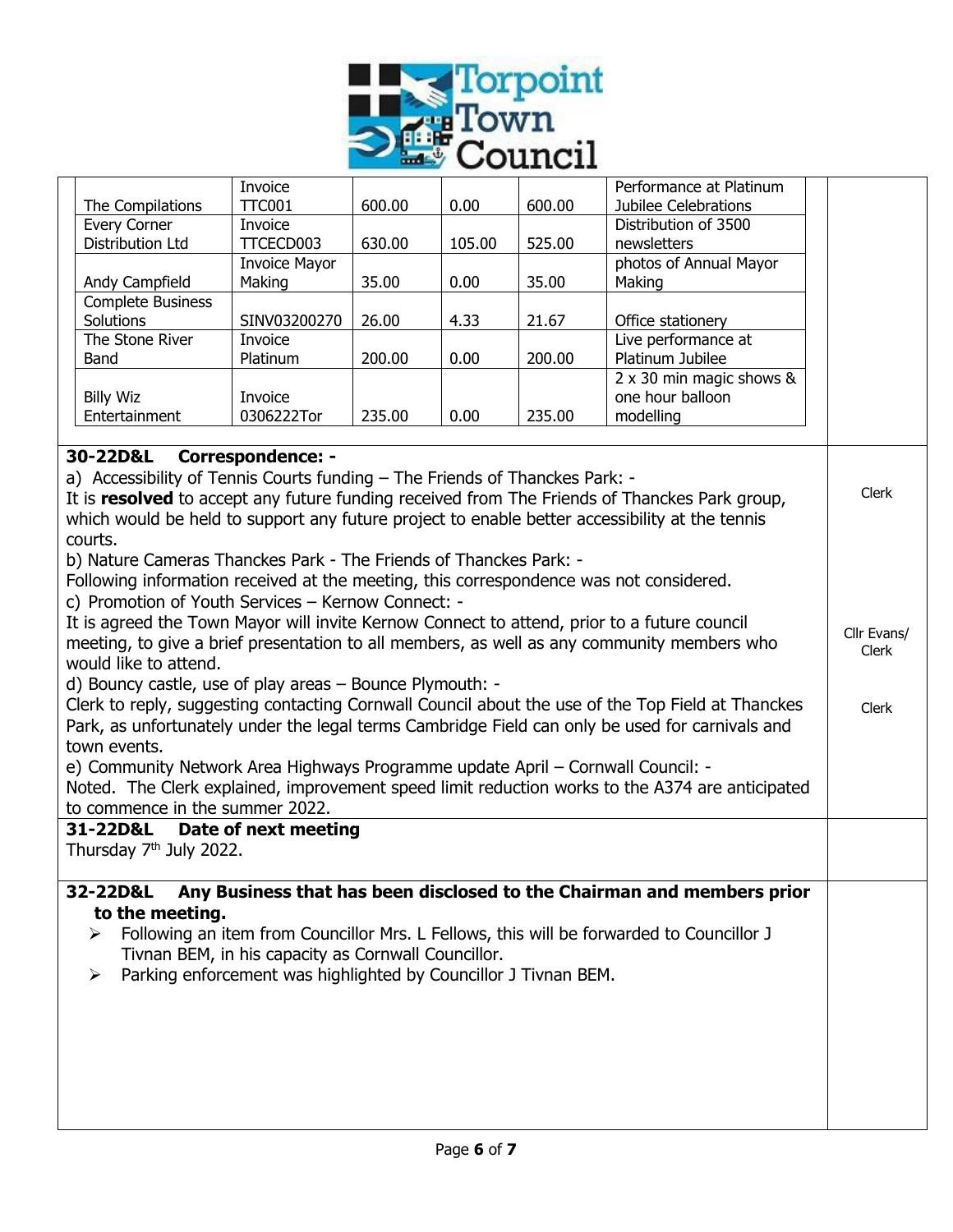| | | | | | |
|---|---|---|---|---|---|
| The Compilations | Invoice TTC001 | 600.00 | 0.00 | 600.00 | Performance at Platinum Jubilee Celebrations |
| Every Corner Distribution Ltd | Invoice TTCECD003 | 630.00 | 105.00 | 525.00 | Distribution of 3500 newsletters |
| Andy Campfield | Invoice Mayor Making | 35.00 | 0.00 | 35.00 | photos of Annual Mayor Making |
| Complete Business Solutions | SINV03200270 | 26.00 | 4.33 | 21.67 | Office stationery |
| The Stone River Band | Invoice Platinum | 200.00 | 0.00 | 200.00 | Live performance at Platinum Jubilee |
| Billy Wiz Entertainment | Invoice 0306222Tor | 235.00 | 0.00 | 235.00 | 2 x 30 min magic shows & one hour balloon modelling |

**30-22D&L Correspondence: -**

a) Accessibility of Tennis Courts funding – The Friends of Thanckes Park: -
It is **resolved** to accept any future funding received from The Friends of Thanckes Park group, which would be held to support any future project to enable better accessibility at the tennis courts. — Clerk

b) Nature Cameras Thanckes Park - The Friends of Thanckes Park: -
Following information received at the meeting, this correspondence was not considered.

c) Promotion of Youth Services – Kernow Connect: -
It is agreed the Town Mayor will invite Kernow Connect to attend, prior to a future council meeting, to give a brief presentation to all members, as well as any community members who would like to attend. — Cllr Evans/ Clerk

d) Bouncy castle, use of play areas – Bounce Plymouth: -
Clerk to reply, suggesting contacting Cornwall Council about the use of the Top Field at Thanckes Park, as unfortunately under the legal terms Cambridge Field can only be used for carnivals and town events. — Clerk

e) Community Network Area Highways Programme update April – Cornwall Council: -
Noted. The Clerk explained, improvement speed limit reduction works to the A374 are anticipated to commence in the summer 2022.

**31-22D&L Date of next meeting**

Thursday 7th July 2022.

**32-22D&L Any Business that has been disclosed to the Chairman and members prior to the meeting.**

- Following an item from Councillor Mrs. L Fellows, this will be forwarded to Councillor J Tivnan BEM, in his capacity as Cornwall Councillor.
- Parking enforcement was highlighted by Councillor J Tivnan BEM.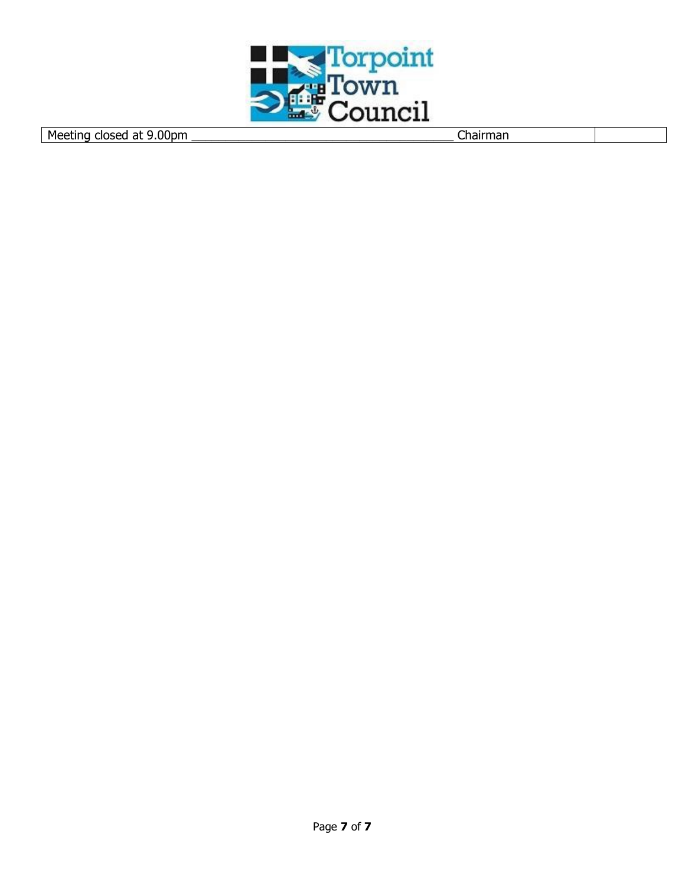| | | |
|---|---|---|
| Meeting closed at 9.00pm ________________________________________ | Chairman | |